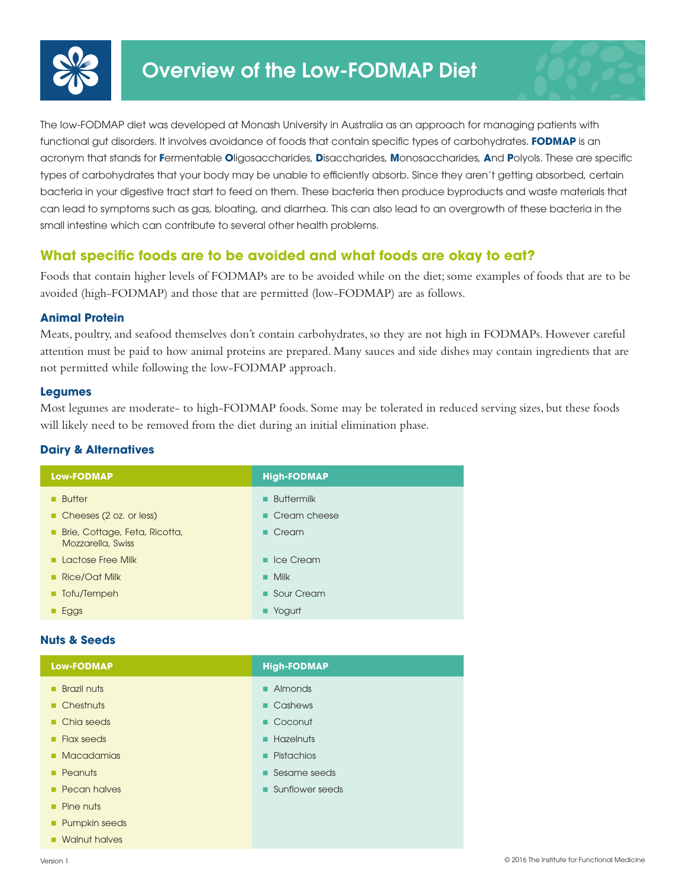# Overview of the Low-FODMAP Diet

The low-FODMAP diet was developed at Monash University in Australia as an approach for managing patients with functional gut disorders. It involves avoidance of foods that contain specific types of carbohydrates. **FODMAP** is an acronym that stands for **F**ermentable **O**ligosaccharides, **D**isaccharides, **M**onosaccharides, **A**nd **P**olyols. These are specific types of carbohydrates that your body may be unable to efficiently absorb. Since they aren't getting absorbed, certain bacteria in your digestive tract start to feed on them. These bacteria then produce byproducts and waste materials that can lead to symptoms such as gas, bloating, and diarrhea. This can also lead to an overgrowth of these bacteria in the small intestine which can contribute to several other health problems.

## What specific foods are to be avoided and what foods are okay to eat?

Foods that contain higher levels of FODMAPs are to be avoided while on the diet; some examples of foods that are to be avoided (high-FODMAP) and those that are permitted (low-FODMAP) are as follows.

### Animal Protein

Meats, poultry, and seafood themselves don't contain carbohydrates, so they are not high in FODMAPs. However careful attention must be paid to how animal proteins are prepared. Many sauces and side dishes may contain ingredients that are not permitted while following the low-FODMAP approach.

### Legumes

Most legumes are moderate- to high-FODMAP foods. Some may be tolerated in reduced serving sizes, but these foods will likely need to be removed from the diet during an initial elimination phase.

### Dairy & Alternatives

| Low-FODMAP | High-FODMAP |
| --- | --- |
| Butter | Buttermilk |
| Cheeses (2 oz. or less) | Cream cheese |
| Brie, Cottage, Feta, Ricotta, Mozzarella, Swiss | Cream |
| Lactose Free Milk | Ice Cream |
| Rice/Oat Milk | Milk |
| Tofu/Tempeh | Sour Cream |
| Eggs | Yogurt |

### Nuts & Seeds

| Low-FODMAP | High-FODMAP |
| --- | --- |
| Brazil nuts | Almonds |
| Chestnuts | Cashews |
| Chia seeds | Coconut |
| Flax seeds | Hazelnuts |
| Macadamias | Pistachios |
| Peanuts | Sesame seeds |
| Pecan halves | Sunflower seeds |
| Pine nuts | |
| Pumpkin seeds | |
| Walnut halves | |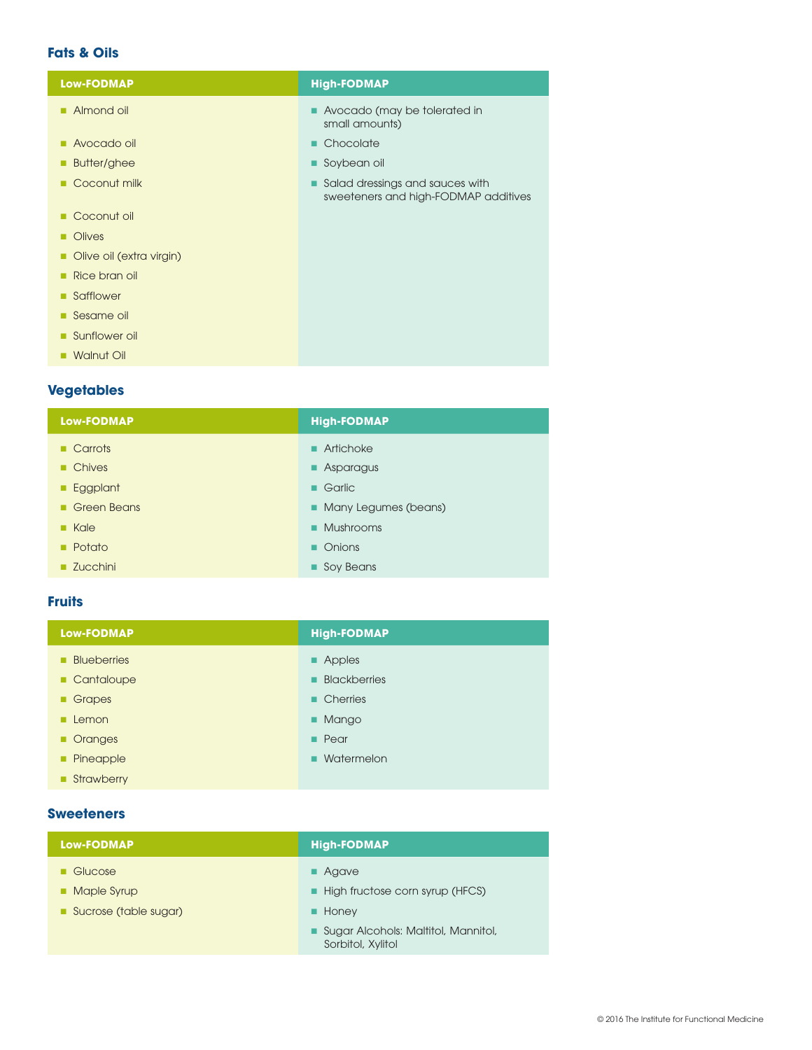### Fats & Oils

| Low-FODMAP | High-FODMAP |
|---|---|
| Almond oil | Avocado (may be tolerated in small amounts) |
| Avocado oil | Chocolate |
| Butter/ghee | Soybean oil |
| Coconut milk | Salad dressings and sauces with sweeteners and high-FODMAP additives |
| Coconut oil | |
| Olives | |
| Olive oil (extra virgin) | |
| Rice bran oil | |
| Safflower | |
| Sesame oil | |
| Sunflower oil | |
| Walnut Oil | |

### Vegetables

| Low-FODMAP | High-FODMAP |
|---|---|
| Carrots | Artichoke |
| Chives | Asparagus |
| Eggplant | Garlic |
| Green Beans | Many Legumes (beans) |
| Kale | Mushrooms |
| Potato | Onions |
| Zucchini | Soy Beans |

### Fruits

| Low-FODMAP | High-FODMAP |
|---|---|
| Blueberries | Apples |
| Cantaloupe | Blackberries |
| Grapes | Cherries |
| Lemon | Mango |
| Oranges | Pear |
| Pineapple | Watermelon |
| Strawberry | |

### Sweeteners

| Low-FODMAP | High-FODMAP |
|---|---|
| Glucose | Agave |
| Maple Syrup | High fructose corn syrup (HFCS) |
| Sucrose (table sugar) | Honey |
| | Sugar Alcohols: Maltitol, Mannitol, Sorbitol, Xylitol |

© 2016 The Institute for Functional Medicine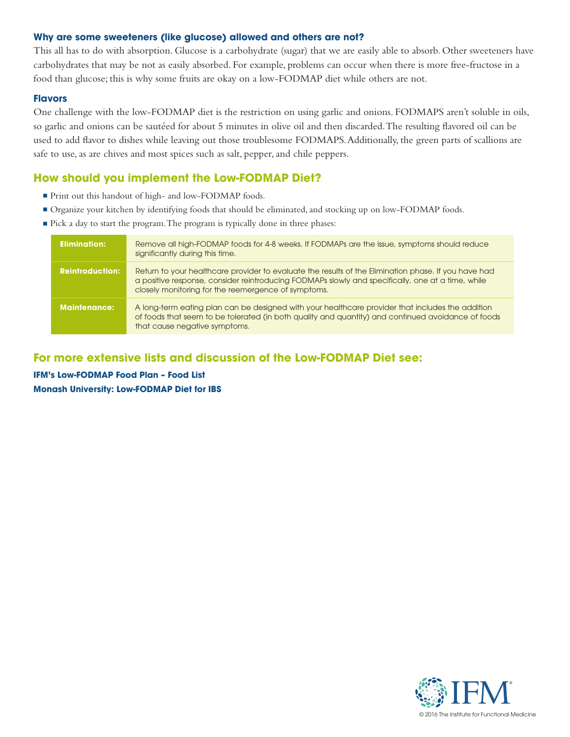### Why are some sweeteners (like glucose) allowed and others are not?

This all has to do with absorption. Glucose is a carbohydrate (sugar) that we are easily able to absorb. Other sweeteners have carbohydrates that may be not as easily absorbed. For example, problems can occur when there is more free-fructose in a food than glucose; this is why some fruits are okay on a low-FODMAP diet while others are not.

### Flavors

One challenge with the low-FODMAP diet is the restriction on using garlic and onions. FODMAPS aren't soluble in oils, so garlic and onions can be sautéed for about 5 minutes in olive oil and then discarded. The resulting flavored oil can be used to add flavor to dishes while leaving out those troublesome FODMAPS. Additionally, the green parts of scallions are safe to use, as are chives and most spices such as salt, pepper, and chile peppers.

## How should you implement the Low-FODMAP Diet?

- Print out this handout of high- and low-FODMAP foods.
- Organize your kitchen by identifying foods that should be eliminated, and stocking up on low-FODMAP foods.
- Pick a day to start the program. The program is typically done in three phases:

| | |
|---|---|
| **Elimination:** | Remove all high-FODMAP foods for 4-8 weeks. If FODMAPs are the issue, symptoms should reduce significantly during this time. |
| **Reintroduction:** | Return to your healthcare provider to evaluate the results of the Elimination phase. If you have had a positive response, consider reintroducing FODMAPs slowly and specifically, one at a time, while closely monitoring for the reemergence of symptoms. |
| **Maintenance:** | A long-term eating plan can be designed with your healthcare provider that includes the addition of foods that seem to be tolerated (in both quality and quantity) and continued avoidance of foods that cause negative symptoms. |

## For more extensive lists and discussion of the Low-FODMAP Diet see:

**IFM's Low-FODMAP Food Plan – Food List**

**Monash University: Low-FODMAP Diet for IBS**

IFM®

© 2016 The Institute for Functional Medicine